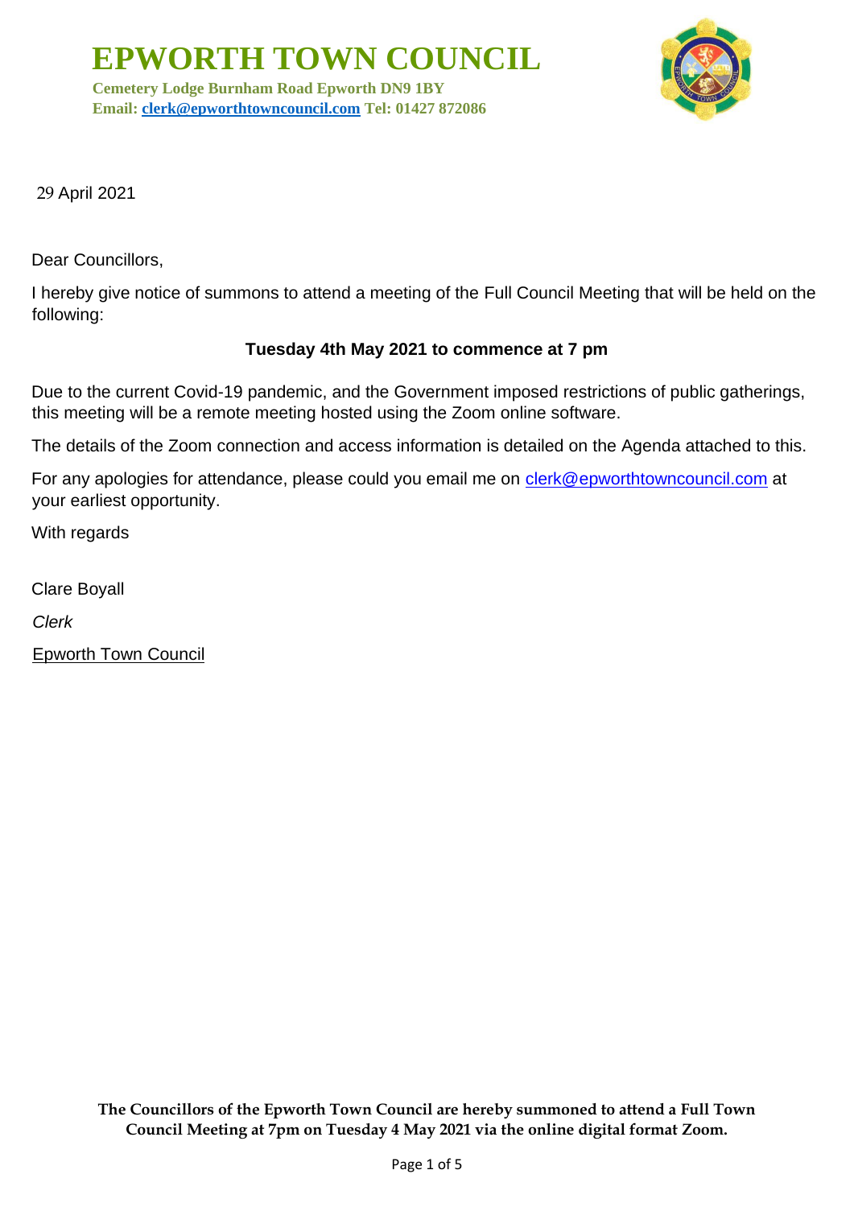# EPWORTH TOWN COUNCIL

**Cemetery Lodge Burnham Road Epworth DN9 1BY**
**Email: clerk@epworthtowncouncil.com Tel: 01427 872086**

29 April 2021

Dear Councillors,

I hereby give notice of summons to attend a meeting of the Full Council Meeting that will be held on the following:

**Tuesday 4th May 2021 to commence at 7 pm**

Due to the current Covid-19 pandemic, and the Government imposed restrictions of public gatherings, this meeting will be a remote meeting hosted using the Zoom online software.

The details of the Zoom connection and access information is detailed on the Agenda attached to this.

For any apologies for attendance, please could you email me on clerk@epworthtowncouncil.com at your earliest opportunity.

With regards

Clare Boyall

*Clerk*

Epworth Town Council

**The Councillors of the Epworth Town Council are hereby summoned to attend a Full Town Council Meeting at 7pm on Tuesday 4 May 2021 via the online digital format Zoom.**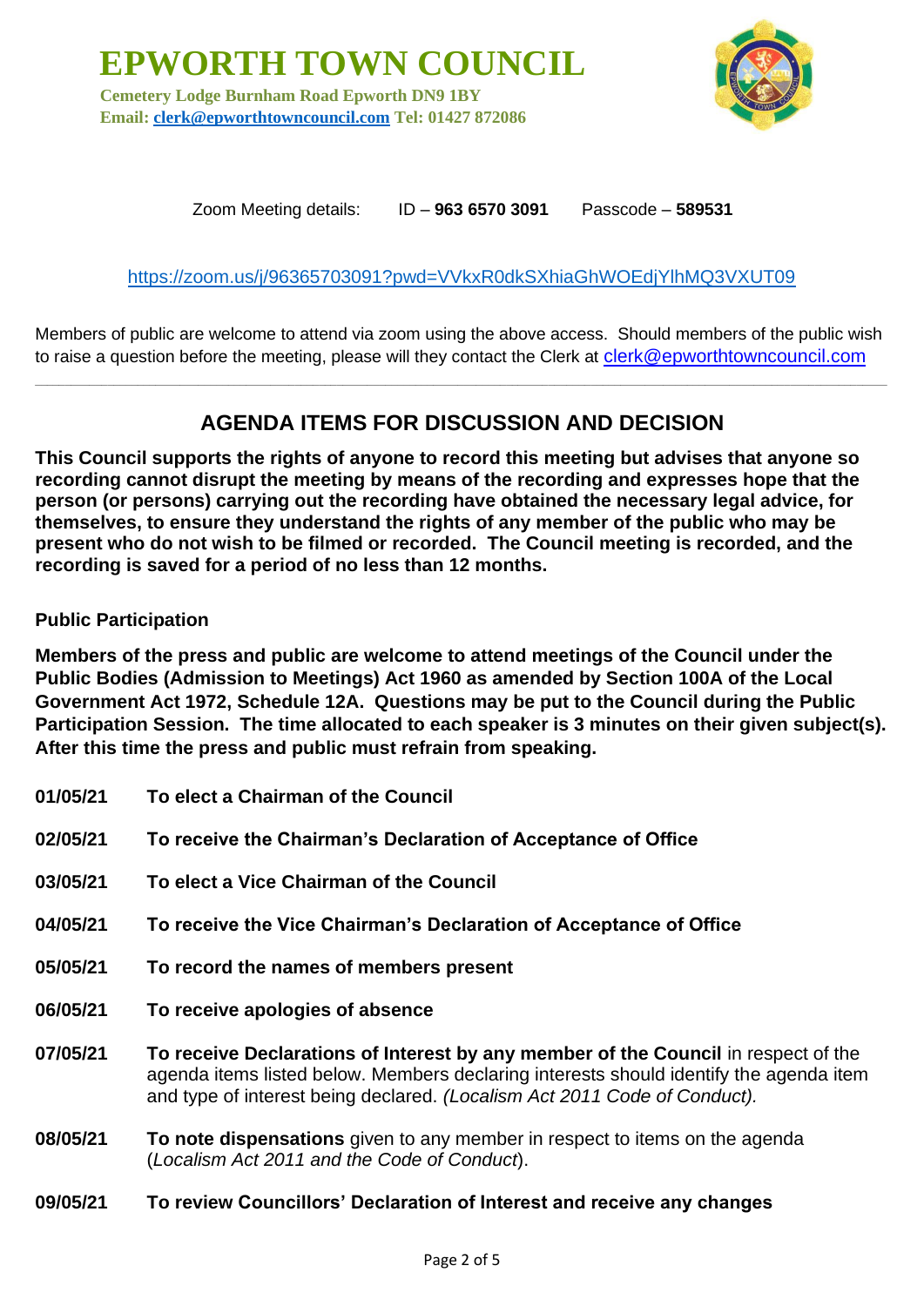# EPWORTH TOWN COUNCIL

**Cemetery Lodge Burnham Road Epworth DN9 1BY**
**Email: clerk@epworthtowncouncil.com Tel: 01427 872086**

Zoom Meeting details: ID – **963 6570 3091** Passcode – **589531**

https://zoom.us/j/96365703091?pwd=VVkxR0dkSXhiaGhWOEdjYlhMQ3VXUT09

Members of public are welcome to attend via zoom using the above access. Should members of the public wish to raise a question before the meeting, please will they contact the Clerk at clerk@epworthtowncouncil.com

---

## AGENDA ITEMS FOR DISCUSSION AND DECISION

**This Council supports the rights of anyone to record this meeting but advises that anyone so recording cannot disrupt the meeting by means of the recording and expresses hope that the person (or persons) carrying out the recording have obtained the necessary legal advice, for themselves, to ensure they understand the rights of any member of the public who may be present who do not wish to be filmed or recorded. The Council meeting is recorded, and the recording is saved for a period of no less than 12 months.**

**Public Participation**

**Members of the press and public are welcome to attend meetings of the Council under the Public Bodies (Admission to Meetings) Act 1960 as amended by Section 100A of the Local Government Act 1972, Schedule 12A. Questions may be put to the Council during the Public Participation Session. The time allocated to each speaker is 3 minutes on their given subject(s). After this time the press and public must refrain from speaking.**

**01/05/21** **To elect a Chairman of the Council**

**02/05/21** **To receive the Chairman's Declaration of Acceptance of Office**

**03/05/21** **To elect a Vice Chairman of the Council**

**04/05/21** **To receive the Vice Chairman's Declaration of Acceptance of Office**

**05/05/21** **To record the names of members present**

**06/05/21** **To receive apologies of absence**

**07/05/21** **To receive Declarations of Interest by any member of the Council** in respect of the agenda items listed below. Members declaring interests should identify the agenda item and type of interest being declared. *(Localism Act 2011 Code of Conduct).*

**08/05/21** **To note dispensations** given to any member in respect to items on the agenda (*Localism Act 2011 and the Code of Conduct*).

**09/05/21** **To review Councillors' Declaration of Interest and receive any changes**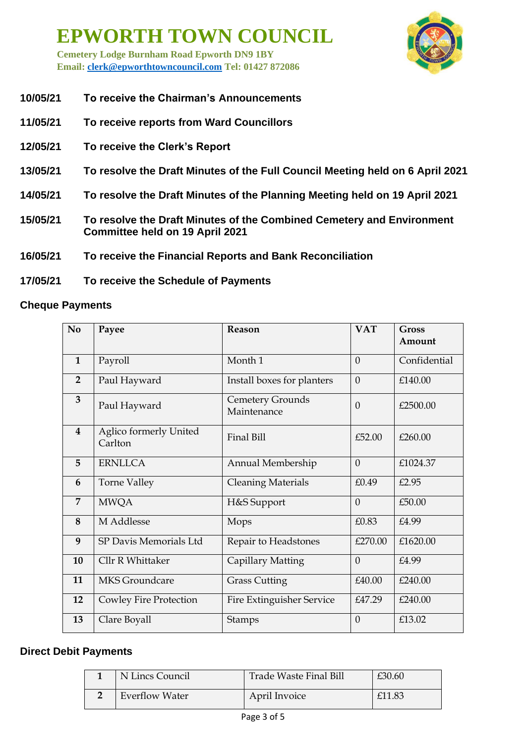# EPWORTH TOWN COUNCIL

**Cemetery Lodge Burnham Road Epworth DN9 1BY**
**Email: clerk@epworthtowncouncil.com Tel: 01427 872086**

**10/05/21 To receive the Chairman's Announcements**

**11/05/21 To receive reports from Ward Councillors**

**12/05/21 To receive the Clerk's Report**

**13/05/21 To resolve the Draft Minutes of the Full Council Meeting held on 6 April 2021**

**14/05/21 To resolve the Draft Minutes of the Planning Meeting held on 19 April 2021**

**15/05/21 To resolve the Draft Minutes of the Combined Cemetery and Environment Committee held on 19 April 2021**

**16/05/21 To receive the Financial Reports and Bank Reconciliation**

**17/05/21 To receive the Schedule of Payments**

### Cheque Payments

| No | Payee | Reason | VAT | Gross Amount |
|---|---|---|---|---|
| 1 | Payroll | Month 1 | 0 | Confidential |
| 2 | Paul Hayward | Install boxes for planters | 0 | £140.00 |
| 3 | Paul Hayward | Cemetery Grounds Maintenance | 0 | £2500.00 |
| 4 | Aglico formerly United Carlton | Final Bill | £52.00 | £260.00 |
| 5 | ERNLLCA | Annual Membership | 0 | £1024.37 |
| 6 | Torne Valley | Cleaning Materials | £0.49 | £2.95 |
| 7 | MWQA | H&S Support | 0 | £50.00 |
| 8 | M Addlesse | Mops | £0.83 | £4.99 |
| 9 | SP Davis Memorials Ltd | Repair to Headstones | £270.00 | £1620.00 |
| 10 | Cllr R Whittaker | Capillary Matting | 0 | £4.99 |
| 11 | MKS Groundcare | Grass Cutting | £40.00 | £240.00 |
| 12 | Cowley Fire Protection | Fire Extinguisher Service | £47.29 | £240.00 |
| 13 | Clare Boyall | Stamps | 0 | £13.02 |

### Direct Debit Payments

| | | | |
|---|---|---|---|
| 1 | N Lincs Council | Trade Waste Final Bill | £30.60 |
| 2 | Everflow Water | April Invoice | £11.83 |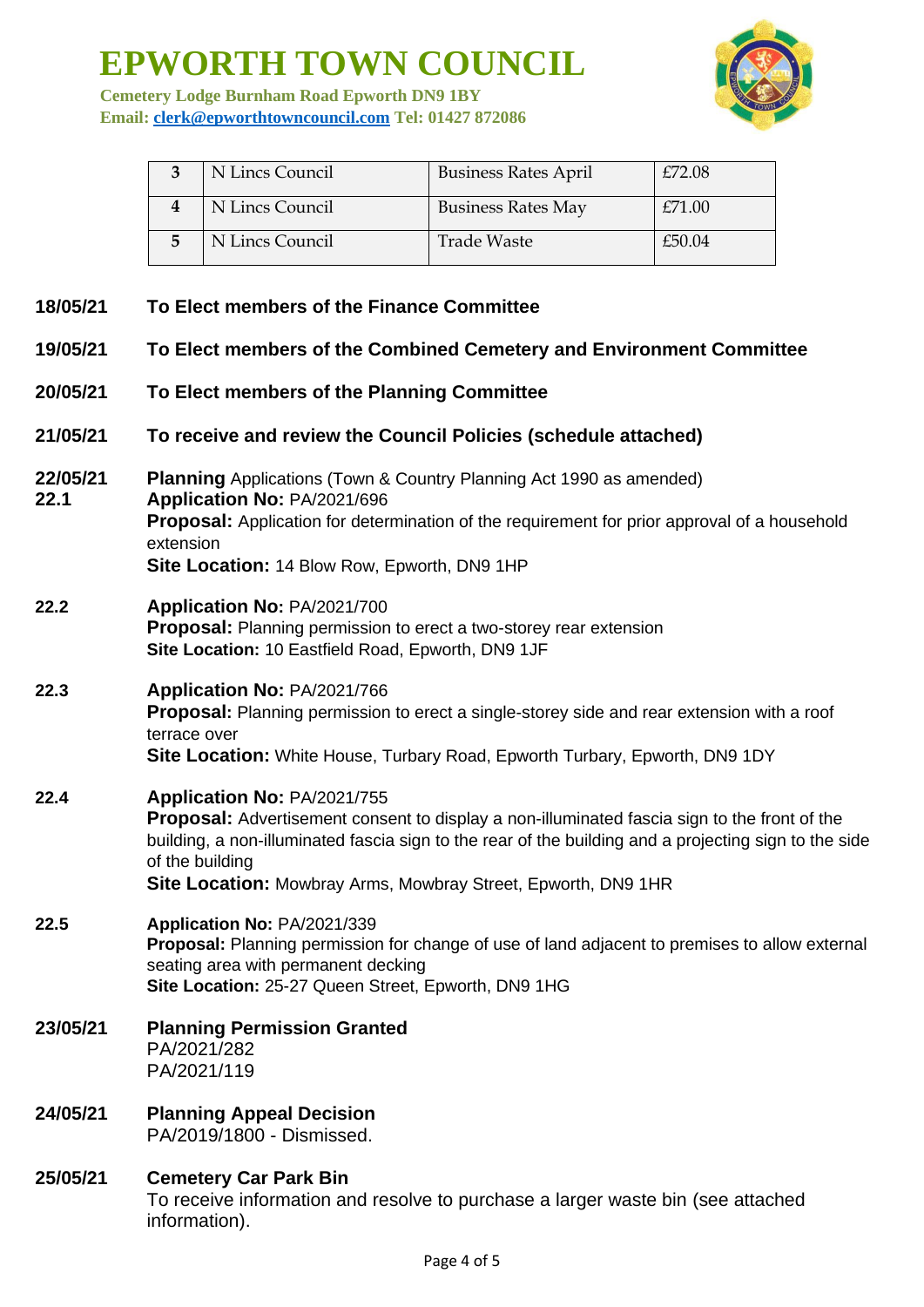| 3 | N Lincs Council | Business Rates April | £72.08 |
|---|---|---|---|
| 4 | N Lincs Council | Business Rates May | £71.00 |
| 5 | N Lincs Council | Trade Waste | £50.04 |

**18/05/21 To Elect members of the Finance Committee**

**19/05/21 To Elect members of the Combined Cemetery and Environment Committee**

**20/05/21 To Elect members of the Planning Committee**

**21/05/21 To receive and review the Council Policies (schedule attached)**

**22/05/21 Planning** Applications (Town & Country Planning Act 1990 as amended)

**22.1** **Application No:** PA/2021/696
**Proposal:** Application for determination of the requirement for prior approval of a household extension
**Site Location:** 14 Blow Row, Epworth, DN9 1HP

**22.2** **Application No:** PA/2021/700
**Proposal:** Planning permission to erect a two-storey rear extension
**Site Location:** 10 Eastfield Road, Epworth, DN9 1JF

**22.3** **Application No:** PA/2021/766
**Proposal:** Planning permission to erect a single-storey side and rear extension with a roof terrace over
**Site Location:** White House, Turbary Road, Epworth Turbary, Epworth, DN9 1DY

**22.4** **Application No:** PA/2021/755
**Proposal:** Advertisement consent to display a non-illuminated fascia sign to the front of the building, a non-illuminated fascia sign to the rear of the building and a projecting sign to the side of the building
**Site Location:** Mowbray Arms, Mowbray Street, Epworth, DN9 1HR

**22.5** **Application No:** PA/2021/339
**Proposal:** Planning permission for change of use of land adjacent to premises to allow external seating area with permanent decking
**Site Location:** 25-27 Queen Street, Epworth, DN9 1HG

**23/05/21 Planning Permission Granted**
PA/2021/282
PA/2021/119

**24/05/21 Planning Appeal Decision**
PA/2019/1800 - Dismissed.

**25/05/21 Cemetery Car Park Bin**
To receive information and resolve to purchase a larger waste bin (see attached information).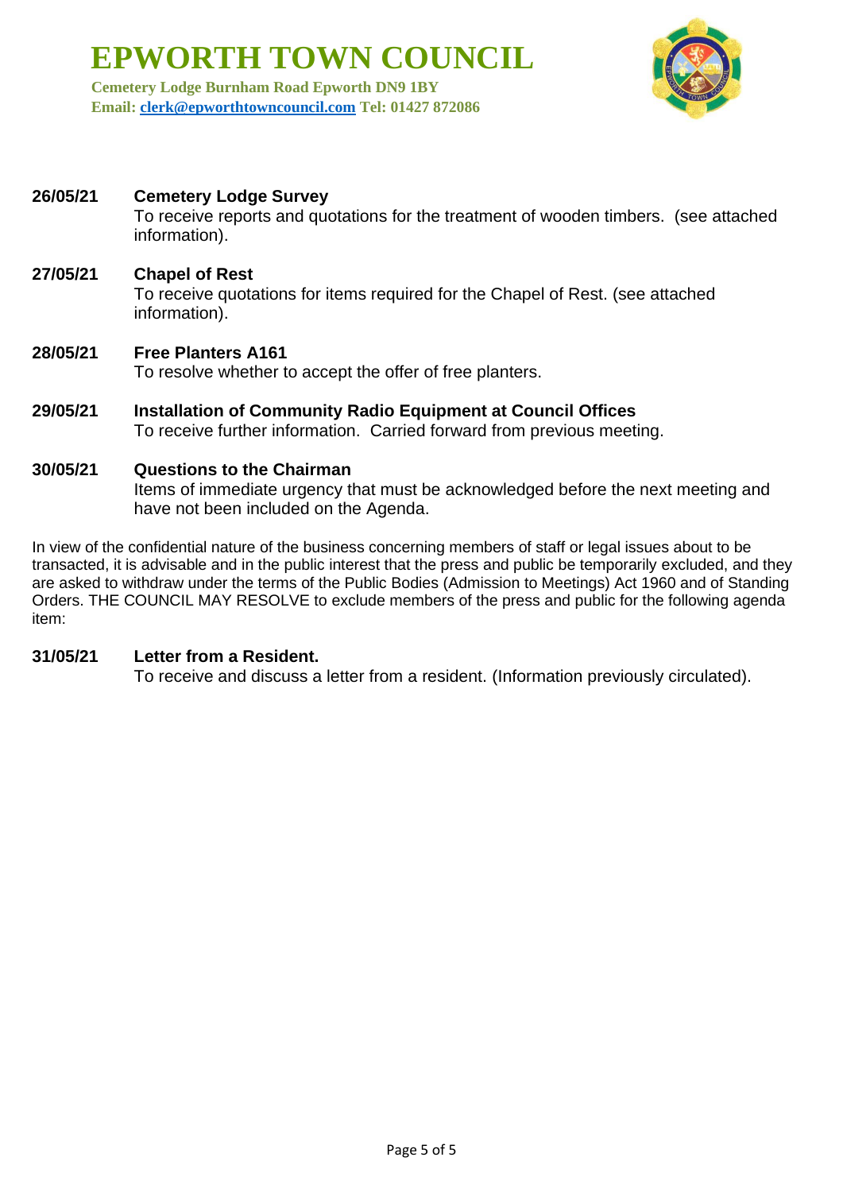# EPWORTH TOWN COUNCIL

**Cemetery Lodge Burnham Road Epworth DN9 1BY**
**Email: clerk@epworthtowncouncil.com Tel: 01427 872086**

**26/05/21 Cemetery Lodge Survey**
To receive reports and quotations for the treatment of wooden timbers. (see attached information).

**27/05/21 Chapel of Rest**
To receive quotations for items required for the Chapel of Rest. (see attached information).

**28/05/21 Free Planters A161**
To resolve whether to accept the offer of free planters.

**29/05/21 Installation of Community Radio Equipment at Council Offices**
To receive further information. Carried forward from previous meeting.

**30/05/21 Questions to the Chairman**
Items of immediate urgency that must be acknowledged before the next meeting and have not been included on the Agenda.

In view of the confidential nature of the business concerning members of staff or legal issues about to be transacted, it is advisable and in the public interest that the press and public be temporarily excluded, and they are asked to withdraw under the terms of the Public Bodies (Admission to Meetings) Act 1960 and of Standing Orders. THE COUNCIL MAY RESOLVE to exclude members of the press and public for the following agenda item:

**31/05/21 Letter from a Resident.**
To receive and discuss a letter from a resident. (Information previously circulated).